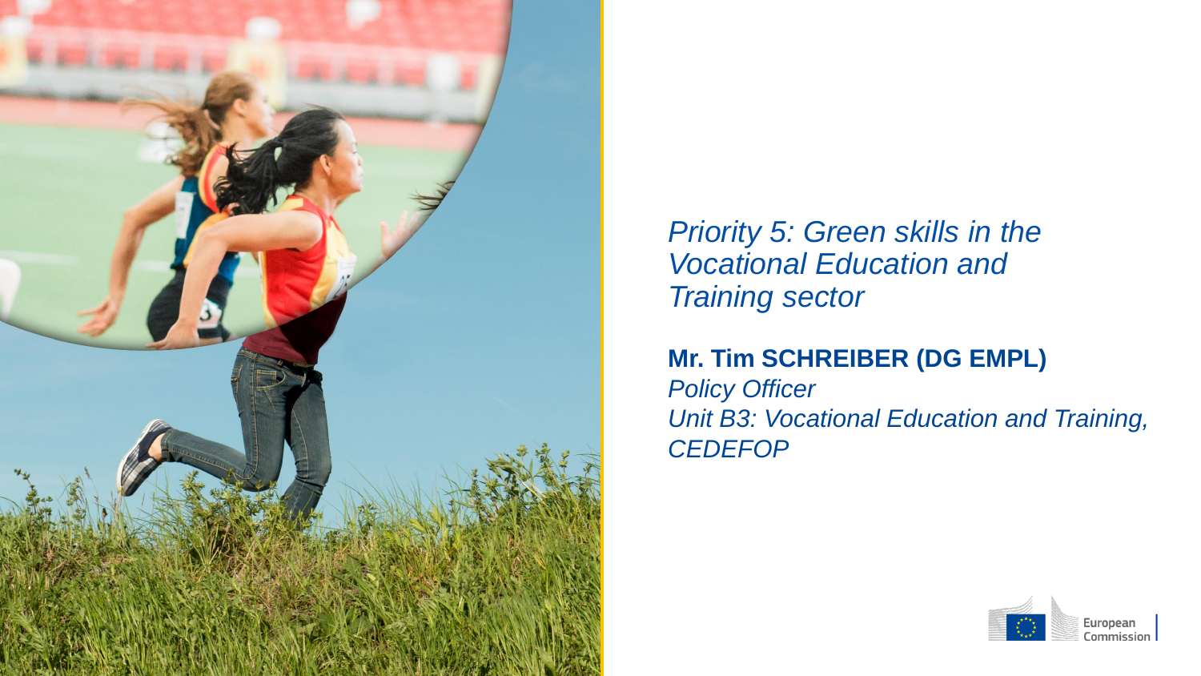# *Priority 5: Green skills in the Vocational Education and Training sector*

**Mr. Tim SCHREIBER (DG EMPL)**

*Policy Officer*

*Unit B3: Vocational Education and Training, CEDEFOP*

European Commission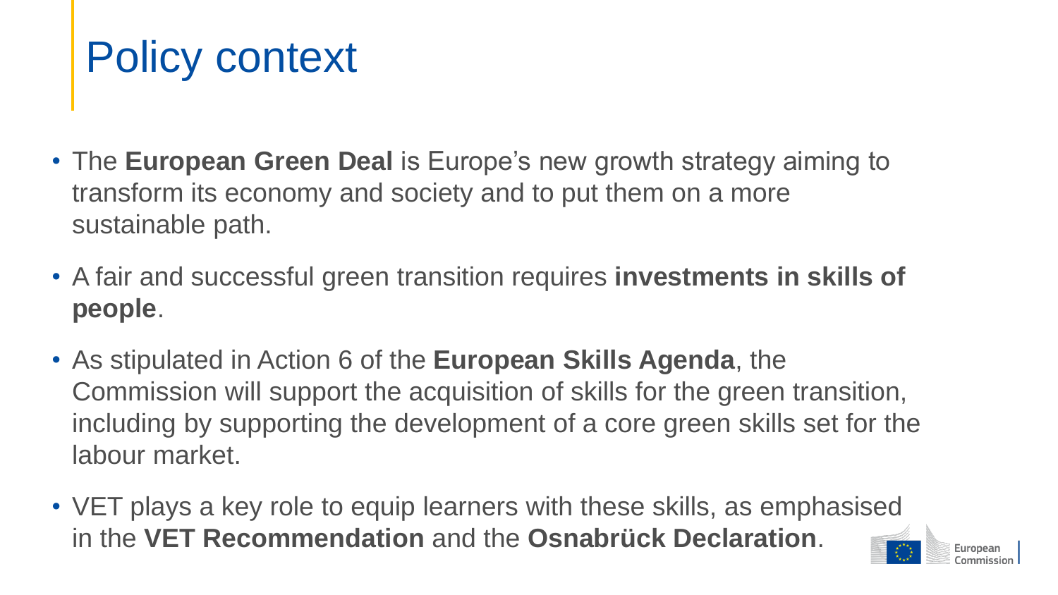# Policy context

- The **European Green Deal** is Europe's new growth strategy aiming to transform its economy and society and to put them on a more sustainable path.
- A fair and successful green transition requires **investments in skills of people**.
- As stipulated in Action 6 of the **European Skills Agenda**, the Commission will support the acquisition of skills for the green transition, including by supporting the development of a core green skills set for the labour market.
- VET plays a key role to equip learners with these skills, as emphasised in the **VET Recommendation** and the **Osnabrück Declaration**.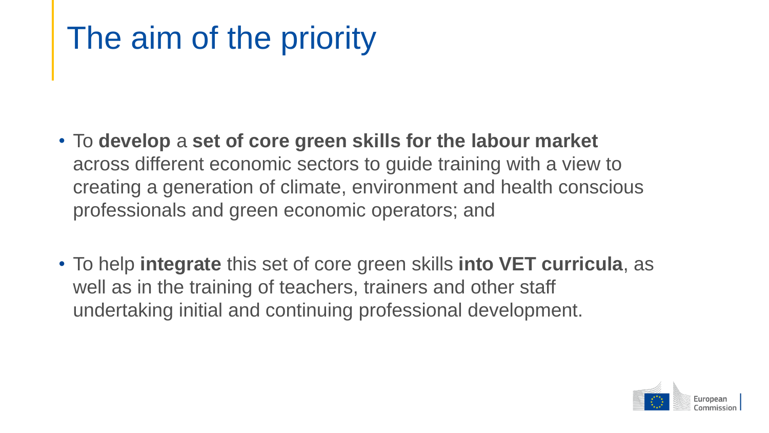# The aim of the priority

- To **develop** a **set of core green skills for the labour market** across different economic sectors to guide training with a view to creating a generation of climate, environment and health conscious professionals and green economic operators; and

- To help **integrate** this set of core green skills **into VET curricula**, as well as in the training of teachers, trainers and other staff undertaking initial and continuing professional development.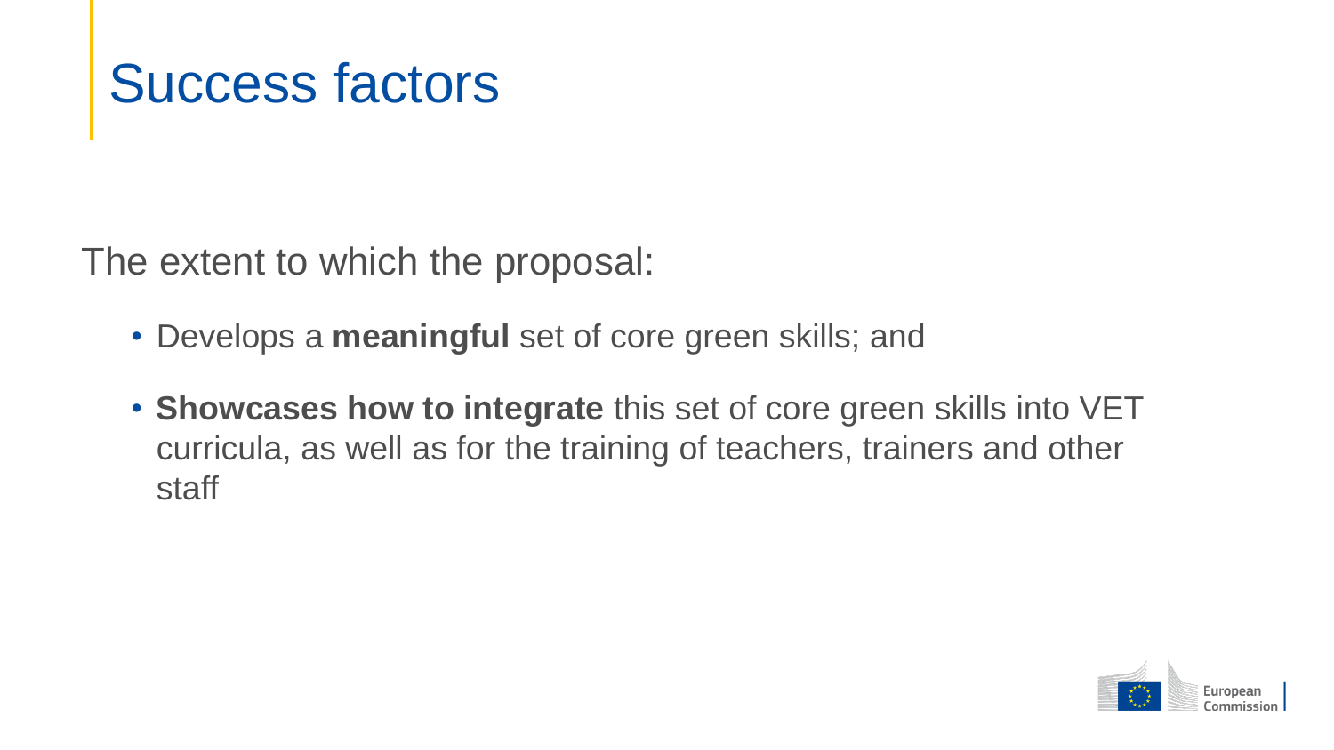# Success factors

The extent to which the proposal:

- Develops a **meaningful** set of core green skills; and
- **Showcases how to integrate** this set of core green skills into VET curricula, as well as for the training of teachers, trainers and other staff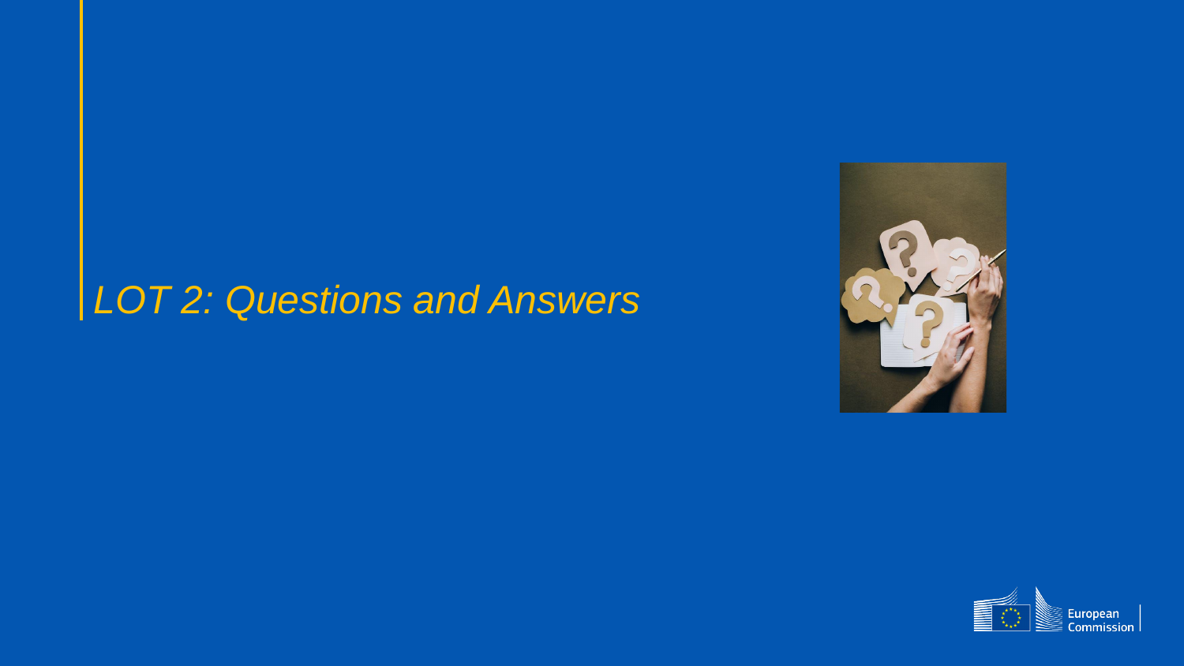# *LOT 2: Questions and Answers*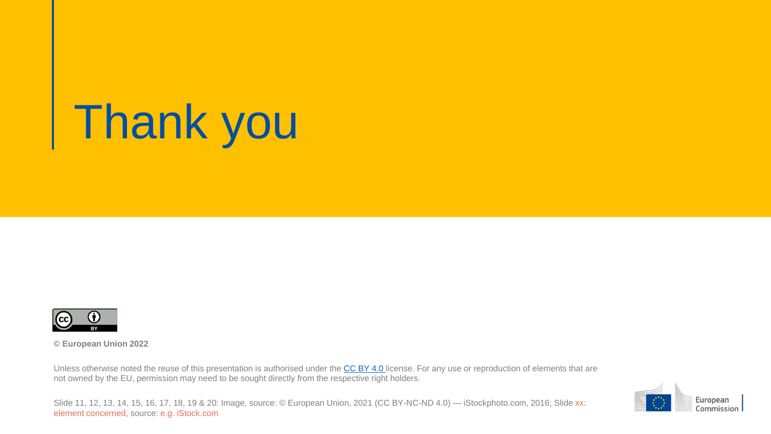# Thank you

**© European Union 2022**

Unless otherwise noted the reuse of this presentation is authorised under the CC BY 4.0 license. For any use or reproduction of elements that are not owned by the EU, permission may need to be sought directly from the respective right holders.

Slide 11, 12, 13, 14, 15, 16, 17, 18, 19 & 20: Image, source: © European Union, 2021 (CC BY-NC-ND 4.0) — iStockphoto.com, 2016; Slide xx: element concerned, source: e.g. iStock.com